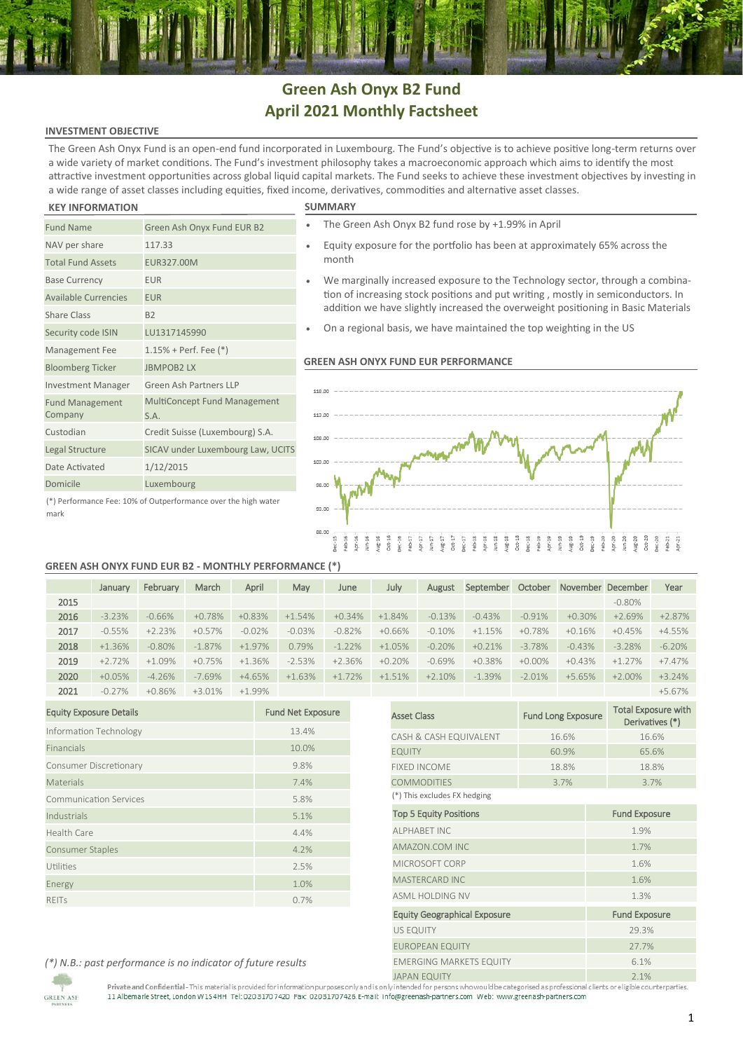# Green Ash Onyx B2 Fund
# April 2021 Monthly Factsheet

## INVESTMENT OBJECTIVE

The Green Ash Onyx Fund is an open-end fund incorporated in Luxembourg. The Fund's objective is to achieve positive long-term returns over a wide variety of market conditions. The Fund's investment philosophy takes a macroeconomic approach which aims to identify the most attractive investment opportunities across global liquid capital markets. The Fund seeks to achieve these investment objectives by investing in a wide range of asset classes including equities, fixed income, derivatives, commodities and alternative asset classes.

## KEY INFORMATION

| | |
|---|---|
| Fund Name | Green Ash Onyx Fund EUR B2 |
| NAV per share | 117.33 |
| Total Fund Assets | EUR327.00M |
| Base Currency | EUR |
| Available Currencies | EUR |
| Share Class | B2 |
| Security code ISIN | LU1317145990 |
| Management Fee | 1.15% + Perf. Fee (*) |
| Bloomberg Ticker | JBMPOB2 LX |
| Investment Manager | Green Ash Partners LLP |
| Fund Management Company | MultiConcept Fund Management S.A. |
| Custodian | Credit Suisse (Luxembourg) S.A. |
| Legal Structure | SICAV under Luxembourg Law, UCITS |
| Date Activated | 1/12/2015 |
| Domicile | Luxembourg |

(*) Performance Fee: 10% of Outperformance over the high water mark

## SUMMARY

- The Green Ash Onyx B2 fund rose by +1.99% in April
- Equity exposure for the portfolio has been at approximately 65% across the month
- We marginally increased exposure to the Technology sector, through a combination of increasing stock positions and put writing , mostly in semiconductors. In addition we have slightly increased the overweight positioning in Basic Materials
- On a regional basis, we have maintained the top weighting in the US

## GREEN ASH ONYX FUND EUR PERFORMANCE

## GREEN ASH ONYX FUND EUR B2 - MONTHLY PERFORMANCE (*)

| | January | February | March | April | May | June | July | August | September | October | November | December | Year |
|---|---|---|---|---|---|---|---|---|---|---|---|---|---|
| 2015 | | | | | | | | | | | | -0.80% | |
| 2016 | -3.23% | -0.66% | +0.78% | +0.83% | +1.54% | +0.34% | +1.84% | -0.13% | -0.43% | -0.91% | +0.30% | +2.69% | +2.87% |
| 2017 | -0.55% | +2.23% | +0.57% | -0.02% | -0.03% | -0.82% | +0.66% | -0.10% | +1.15% | +0.78% | +0.16% | +0.45% | +4.55% |
| 2018 | +1.36% | -0.80% | -1.87% | +1.97% | 0.79% | -1.22% | +1.05% | -0.20% | +0.21% | -3.78% | -0.43% | -3.28% | -6.20% |
| 2019 | +2.72% | +1.09% | +0.75% | +1.36% | -2.53% | +2.36% | +0.20% | -0.69% | +0.38% | +0.00% | +0.43% | +1.27% | +7.47% |
| 2020 | +0.05% | -4.26% | -7.69% | +4.65% | +1.63% | +1.72% | +1.51% | +2.10% | -1.39% | -2.01% | +5.65% | +2.00% | +3.24% |
| 2021 | -0.27% | +0.86% | +3.01% | +1.99% | | | | | | | | | +5.67% |

| Equity Exposure Details | Fund Net Exposure |
|---|---|
| Information Technology | 13.4% |
| Financials | 10.0% |
| Consumer Discretionary | 9.8% |
| Materials | 7.4% |
| Communication Services | 5.8% |
| Industrials | 5.1% |
| Health Care | 4.4% |
| Consumer Staples | 4.2% |
| Utilities | 2.5% |
| Energy | 1.0% |
| REITs | 0.7% |

| Asset Class | Fund Long Exposure | Total Exposure with Derivatives (*) |
|---|---|---|
| CASH & CASH EQUIVALENT | 16.6% | 16.6% |
| EQUITY | 60.9% | 65.6% |
| FIXED INCOME | 18.8% | 18.8% |
| COMMODITIES | 3.7% | 3.7% |

(*) This excludes FX hedging

| Top 5 Equity Positions | Fund Exposure |
|---|---|
| ALPHABET INC | 1.9% |
| AMAZON.COM INC | 1.7% |
| MICROSOFT CORP | 1.6% |
| MASTERCARD INC | 1.6% |
| ASML HOLDING NV | 1.3% |

| Equity Geographical Exposure | Fund Exposure |
|---|---|
| US EQUITY | 29.3% |
| EUROPEAN EQUITY | 27.7% |
| EMERGING MARKETS EQUITY | 6.1% |
| JAPAN EQUITY | 2.1% |

*(*) N.B.: past performance is no indicator of future results*

**Private and Confidential** - This material is provided for information purposes only and is only intended for persons who would be categorised as professional clients or eligible counterparties.
11 Albemarle Street, London W1S 4HH Tel: 02031707420 Fax: 02031707426 E-mail: info@greenash-partners.com Web: www.greenash-partners.com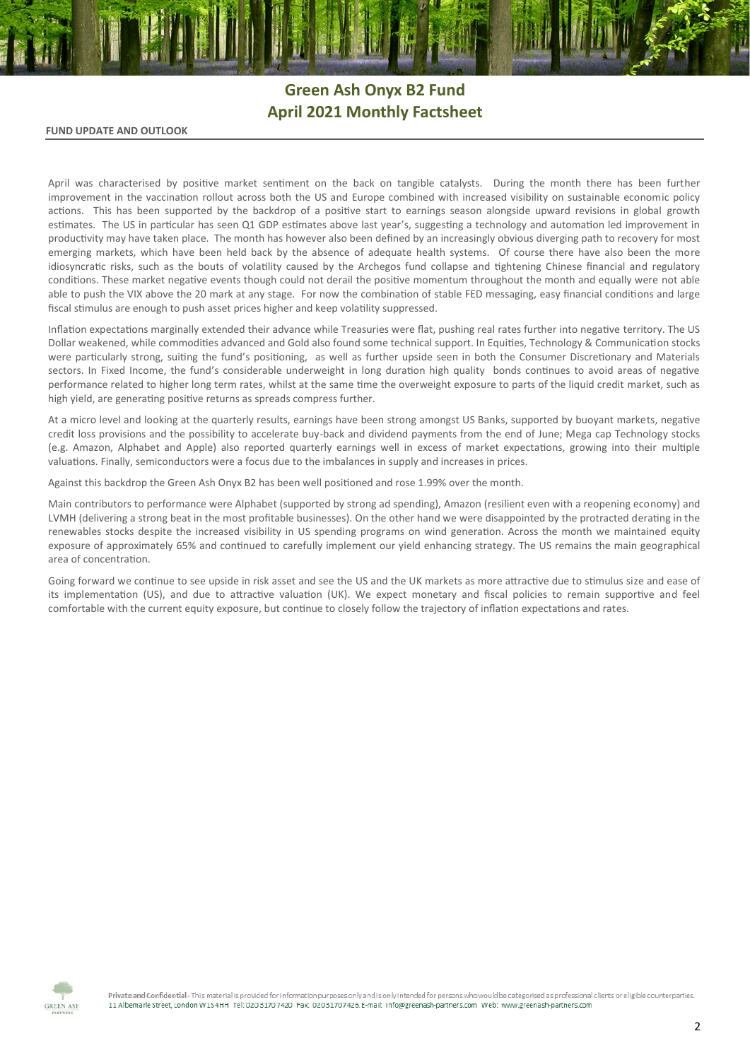# Green Ash Onyx B2 Fund
## April 2021 Monthly Factsheet

### FUND UPDATE AND OUTLOOK

April was characterised by positive market sentiment on the back on tangible catalysts. During the month there has been further improvement in the vaccination rollout across both the US and Europe combined with increased visibility on sustainable economic policy actions. This has been supported by the backdrop of a positive start to earnings season alongside upward revisions in global growth estimates. The US in particular has seen Q1 GDP estimates above last year's, suggesting a technology and automation led improvement in productivity may have taken place. The month has however also been defined by an increasingly obvious diverging path to recovery for most emerging markets, which have been held back by the absence of adequate health systems. Of course there have also been the more idiosyncratic risks, such as the bouts of volatility caused by the Archegos fund collapse and tightening Chinese financial and regulatory conditions. These market negative events though could not derail the positive momentum throughout the month and equally were not able able to push the VIX above the 20 mark at any stage. For now the combination of stable FED messaging, easy financial conditions and large fiscal stimulus are enough to push asset prices higher and keep volatility suppressed.

Inflation expectations marginally extended their advance while Treasuries were flat, pushing real rates further into negative territory. The US Dollar weakened, while commodities advanced and Gold also found some technical support. In Equities, Technology & Communication stocks were particularly strong, suiting the fund's positioning, as well as further upside seen in both the Consumer Discretionary and Materials sectors. In Fixed Income, the fund's considerable underweight in long duration high quality bonds continues to avoid areas of negative performance related to higher long term rates, whilst at the same time the overweight exposure to parts of the liquid credit market, such as high yield, are generating positive returns as spreads compress further.

At a micro level and looking at the quarterly results, earnings have been strong amongst US Banks, supported by buoyant markets, negative credit loss provisions and the possibility to accelerate buy-back and dividend payments from the end of June; Mega cap Technology stocks (e.g. Amazon, Alphabet and Apple) also reported quarterly earnings well in excess of market expectations, growing into their multiple valuations. Finally, semiconductors were a focus due to the imbalances in supply and increases in prices.

Against this backdrop the Green Ash Onyx B2 has been well positioned and rose 1.99% over the month.

Main contributors to performance were Alphabet (supported by strong ad spending), Amazon (resilient even with a reopening economy) and LVMH (delivering a strong beat in the most profitable businesses). On the other hand we were disappointed by the protracted derating in the renewables stocks despite the increased visibility in US spending programs on wind generation. Across the month we maintained equity exposure of approximately 65% and continued to carefully implement our yield enhancing strategy. The US remains the main geographical area of concentration.

Going forward we continue to see upside in risk asset and see the US and the UK markets as more attractive due to stimulus size and ease of its implementation (US), and due to attractive valuation (UK). We expect monetary and fiscal policies to remain supportive and feel comfortable with the current equity exposure, but continue to closely follow the trajectory of inflation expectations and rates.

**Private and Confidential** - This material is provided for information purposes only and is only intended for persons who would be categorised as professional clients or eligible counterparties.
11 Albemarle Street, London W1S 4HH Tel: 02031707420 Fax: 02031707426 E-mail: info@greenash-partners.com Web: www.greenash-partners.com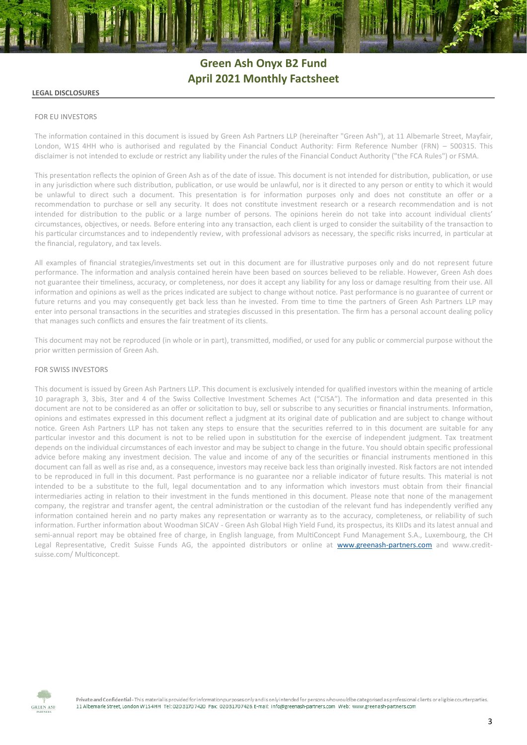# Green Ash Onyx B2 Fund
## April 2021 Monthly Factsheet

**LEGAL DISCLOSURES**

FOR EU INVESTORS

The information contained in this document is issued by Green Ash Partners LLP (hereinafter "Green Ash"), at 11 Albemarle Street, Mayfair, London, W1S 4HH who is authorised and regulated by the Financial Conduct Authority: Firm Reference Number (FRN) – 500315. This disclaimer is not intended to exclude or restrict any liability under the rules of the Financial Conduct Authority ("the FCA Rules") or FSMA.

This presentation reflects the opinion of Green Ash as of the date of issue. This document is not intended for distribution, publication, or use in any jurisdiction where such distribution, publication, or use would be unlawful, nor is it directed to any person or entity to which it would be unlawful to direct such a document. This presentation is for information purposes only and does not constitute an offer or a recommendation to purchase or sell any security. It does not constitute investment research or a research recommendation and is not intended for distribution to the public or a large number of persons. The opinions herein do not take into account individual clients' circumstances, objectives, or needs. Before entering into any transaction, each client is urged to consider the suitability of the transaction to his particular circumstances and to independently review, with professional advisors as necessary, the specific risks incurred, in particular at the financial, regulatory, and tax levels.

All examples of financial strategies/investments set out in this document are for illustrative purposes only and do not represent future performance. The information and analysis contained herein have been based on sources believed to be reliable. However, Green Ash does not guarantee their timeliness, accuracy, or completeness, nor does it accept any liability for any loss or damage resulting from their use. All information and opinions as well as the prices indicated are subject to change without notice. Past performance is no guarantee of current or future returns and you may consequently get back less than he invested. From time to time the partners of Green Ash Partners LLP may enter into personal transactions in the securities and strategies discussed in this presentation. The firm has a personal account dealing policy that manages such conflicts and ensures the fair treatment of its clients.

This document may not be reproduced (in whole or in part), transmitted, modified, or used for any public or commercial purpose without the prior written permission of Green Ash.

FOR SWISS INVESTORS

This document is issued by Green Ash Partners LLP. This document is exclusively intended for qualified investors within the meaning of article 10 paragraph 3, 3bis, 3ter and 4 of the Swiss Collective Investment Schemes Act ("CISA"). The information and data presented in this document are not to be considered as an offer or solicitation to buy, sell or subscribe to any securities or financial instruments. Information, opinions and estimates expressed in this document reflect a judgment at its original date of publication and are subject to change without notice. Green Ash Partners LLP has not taken any steps to ensure that the securities referred to in this document are suitable for any particular investor and this document is not to be relied upon in substitution for the exercise of independent judgment. Tax treatment depends on the individual circumstances of each investor and may be subject to change in the future. You should obtain specific professional advice before making any investment decision. The value and income of any of the securities or financial instruments mentioned in this document can fall as well as rise and, as a consequence, investors may receive back less than originally invested. Risk factors are not intended to be reproduced in full in this document. Past performance is no guarantee nor a reliable indicator of future results. This material is not intended to be a substitute to the full, legal documentation and to any information which investors must obtain from their financial intermediaries acting in relation to their investment in the funds mentioned in this document. Please note that none of the management company, the registrar and transfer agent, the central administration or the custodian of the relevant fund has independently verified any information contained herein and no party makes any representation or warranty as to the accuracy, completeness, or reliability of such information. Further information about Woodman SICAV - Green Ash Global High Yield Fund, its prospectus, its KIIDs and its latest annual and semi-annual report may be obtained free of charge, in English language, from MultiConcept Fund Management S.A., Luxembourg, the CH Legal Representative, Credit Suisse Funds AG, the appointed distributors or online at [www.greenash-partners.com](http://www.greenash-partners.com) and www.credit-suisse.com/ Multiconcept.

**Private and Confidential** - This material is provided for information purposes only and is only intended for persons who would be categorised as professional clients or eligible counterparties.
11 Albemarle Street, London W1S 4HH Tel: 02031707420 Fax: 02031707426 E-mail: info@greenash-partners.com Web: www.greenash-partners.com